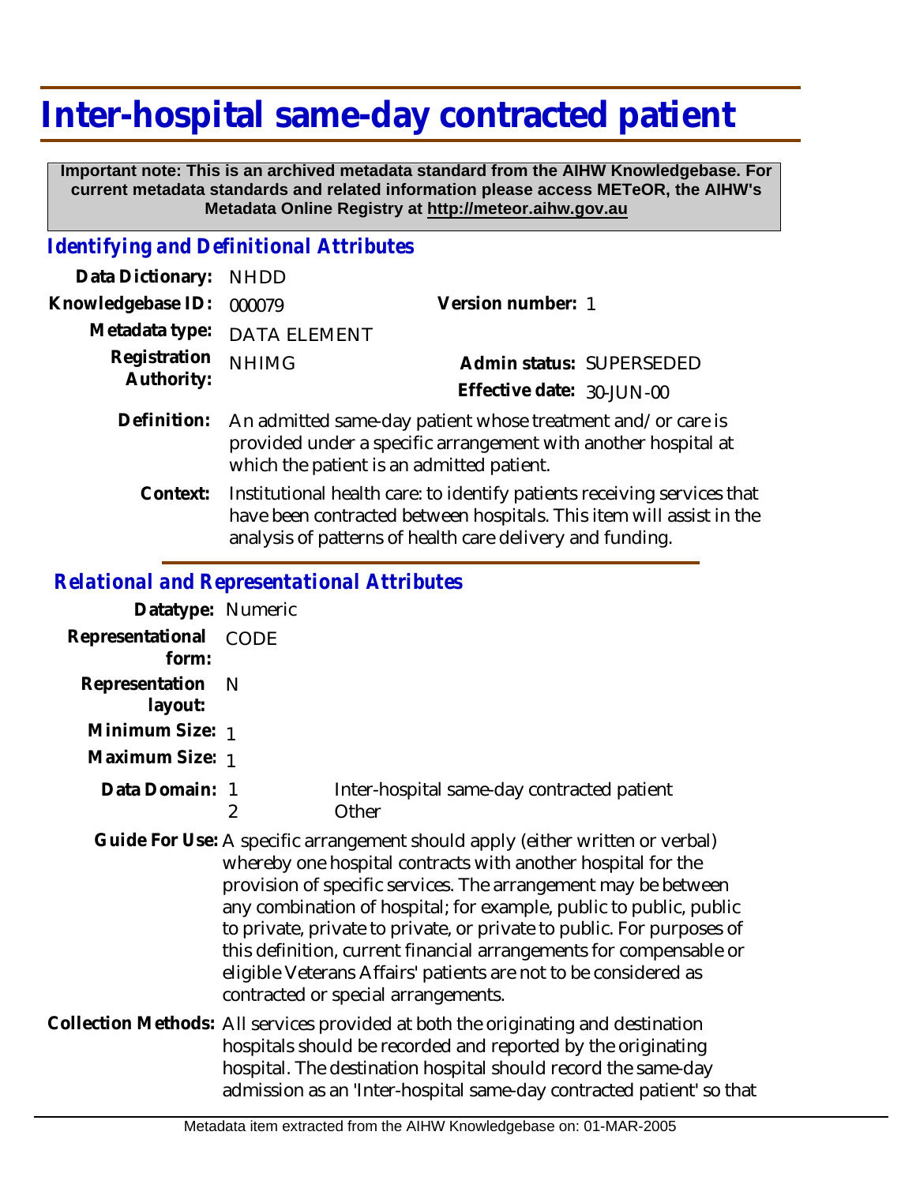# Inter-hospital same-day contracted patient

**Important note: This is an archived metadata standard from the AIHW Knowledgebase. For current metadata standards and related information please access METeOR, the AIHW's Metadata Online Registry at http://meteor.aihw.gov.au**

## *Identifying and Definitional Attributes*

**Data Dictionary:** NHDD

**Knowledgebase ID:** 000079

**Version number:** 1

**Metadata type:** DATA ELEMENT

**Registration Authority:** NHIMG

**Admin status:** SUPERSEDED

**Effective date:** 30-JUN-00

**Definition:** An admitted same-day patient whose treatment and/or care is provided under a specific arrangement with another hospital at which the patient is an admitted patient.

**Context:** Institutional health care: to identify patients receiving services that have been contracted between hospitals. This item will assist in the analysis of patterns of health care delivery and funding.

## *Relational and Representational Attributes*

**Datatype:** Numeric

**Representational form:** CODE

**Representation layout:** N

**Minimum Size:** 1

**Maximum Size:** 1

**Data Domain:**

1 Inter-hospital same-day contracted patient
2 Other

**Guide For Use:** A specific arrangement should apply (either written or verbal) whereby one hospital contracts with another hospital for the provision of specific services. The arrangement may be between any combination of hospital; for example, public to public, public to private, private to private, or private to public. For purposes of this definition, current financial arrangements for compensable or eligible Veterans Affairs' patients are not to be considered as contracted or special arrangements.

**Collection Methods:** All services provided at both the originating and destination hospitals should be recorded and reported by the originating hospital. The destination hospital should record the same-day admission as an 'Inter-hospital same-day contracted patient' so that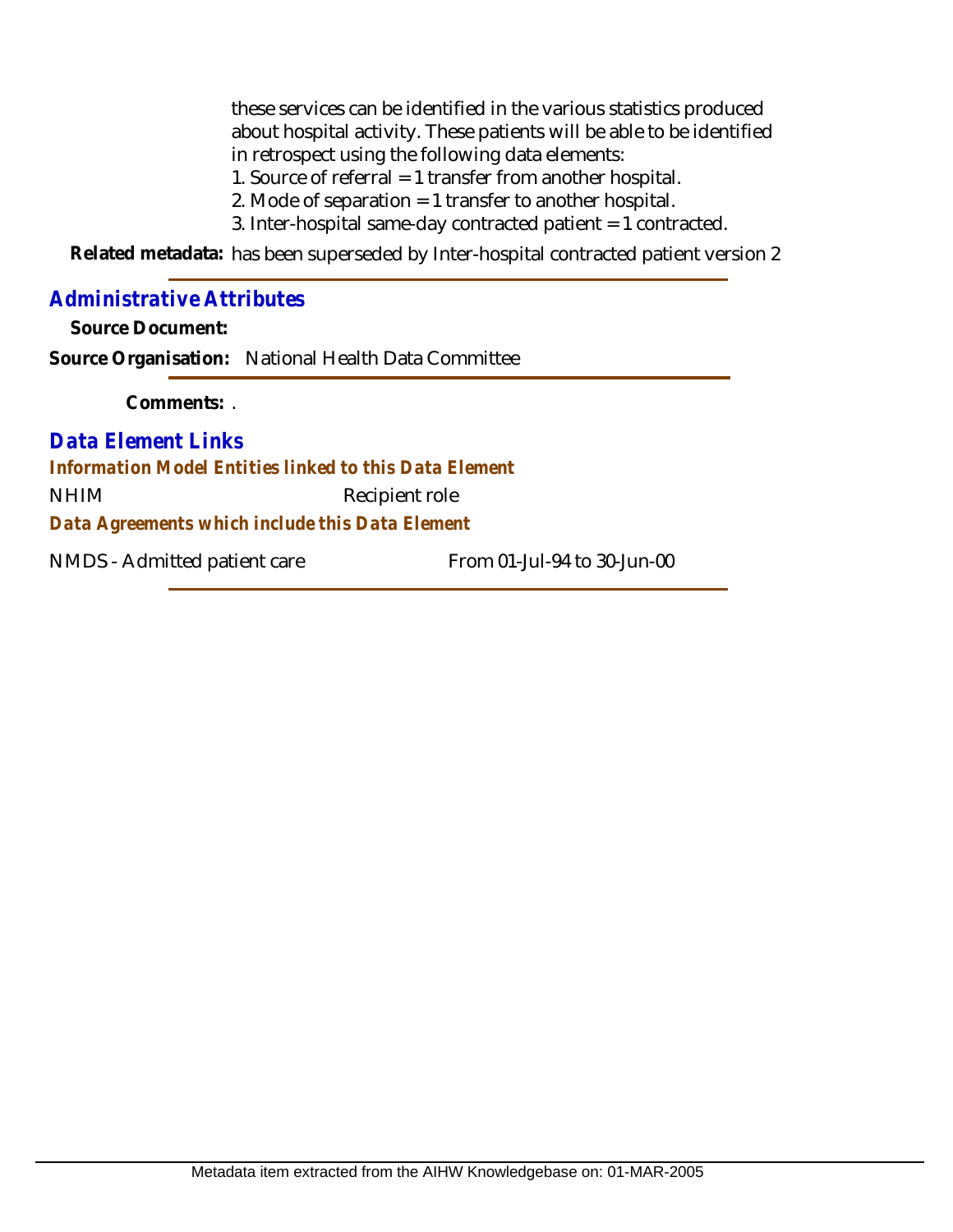these services can be identified in the various statistics produced about hospital activity. These patients will be able to be identified in retrospect using the following data elements:

1. Source of referral = 1 transfer from another hospital.
2. Mode of separation = 1 transfer to another hospital.
3. Inter-hospital same-day contracted patient = 1 contracted.

**Related metadata:** has been superseded by Inter-hospital contracted patient version 2

## Administrative Attributes

**Source Document:**

**Source Organisation:** National Health Data Committee

**Comments:** .

## Data Element Links

### Information Model Entities linked to this Data Element

| | |
|---|---|
| NHIM | Recipient role |

### Data Agreements which include this Data Element

| | |
|---|---|
| NMDS - Admitted patient care | From 01-Jul-94 to 30-Jun-00 |